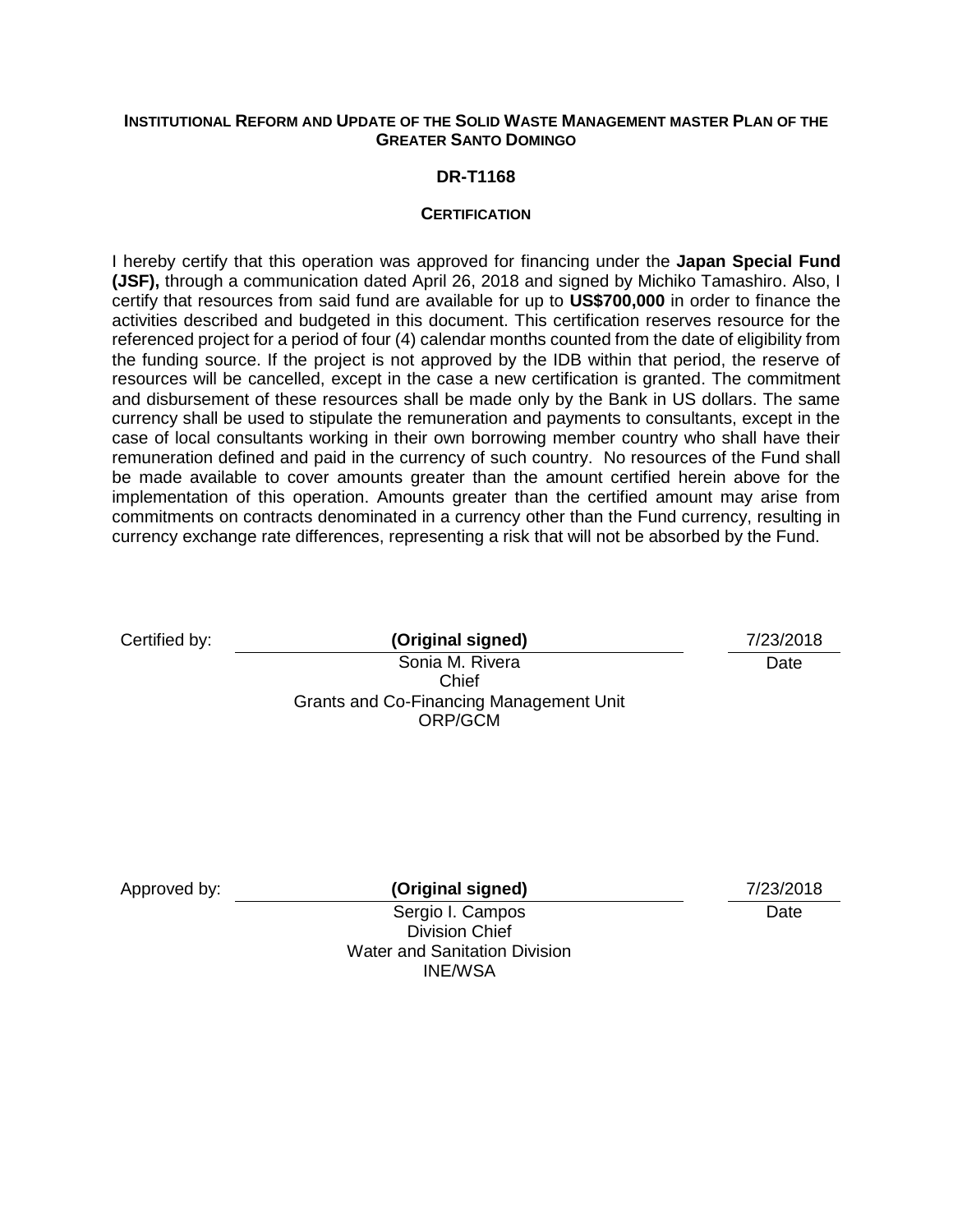**INSTITUTIONAL REFORM AND UPDATE OF THE SOLID WASTE MANAGEMENT MASTER PLAN OF THE GREATER SANTO DOMINGO**

**DR-T1168**

**CERTIFICATION**

I hereby certify that this operation was approved for financing under the **Japan Special Fund (JSF),** through a communication dated April 26, 2018 and signed by Michiko Tamashiro. Also, I certify that resources from said fund are available for up to **US$700,000** in order to finance the activities described and budgeted in this document. This certification reserves resource for the referenced project for a period of four (4) calendar months counted from the date of eligibility from the funding source. If the project is not approved by the IDB within that period, the reserve of resources will be cancelled, except in the case a new certification is granted. The commitment and disbursement of these resources shall be made only by the Bank in US dollars. The same currency shall be used to stipulate the remuneration and payments to consultants, except in the case of local consultants working in their own borrowing member country who shall have their remuneration defined and paid in the currency of such country. No resources of the Fund shall be made available to cover amounts greater than the amount certified herein above for the implementation of this operation. Amounts greater than the certified amount may arise from commitments on contracts denominated in a currency other than the Fund currency, resulting in currency exchange rate differences, representing a risk that will not be absorbed by the Fund.

Certified by: **(Original signed)** 7/23/2018

Sonia M. Rivera
Chief
Grants and Co-Financing Management Unit
ORP/GCM

Date

Approved by: **(Original signed)** 7/23/2018

Sergio I. Campos
Division Chief
Water and Sanitation Division
INE/WSA

Date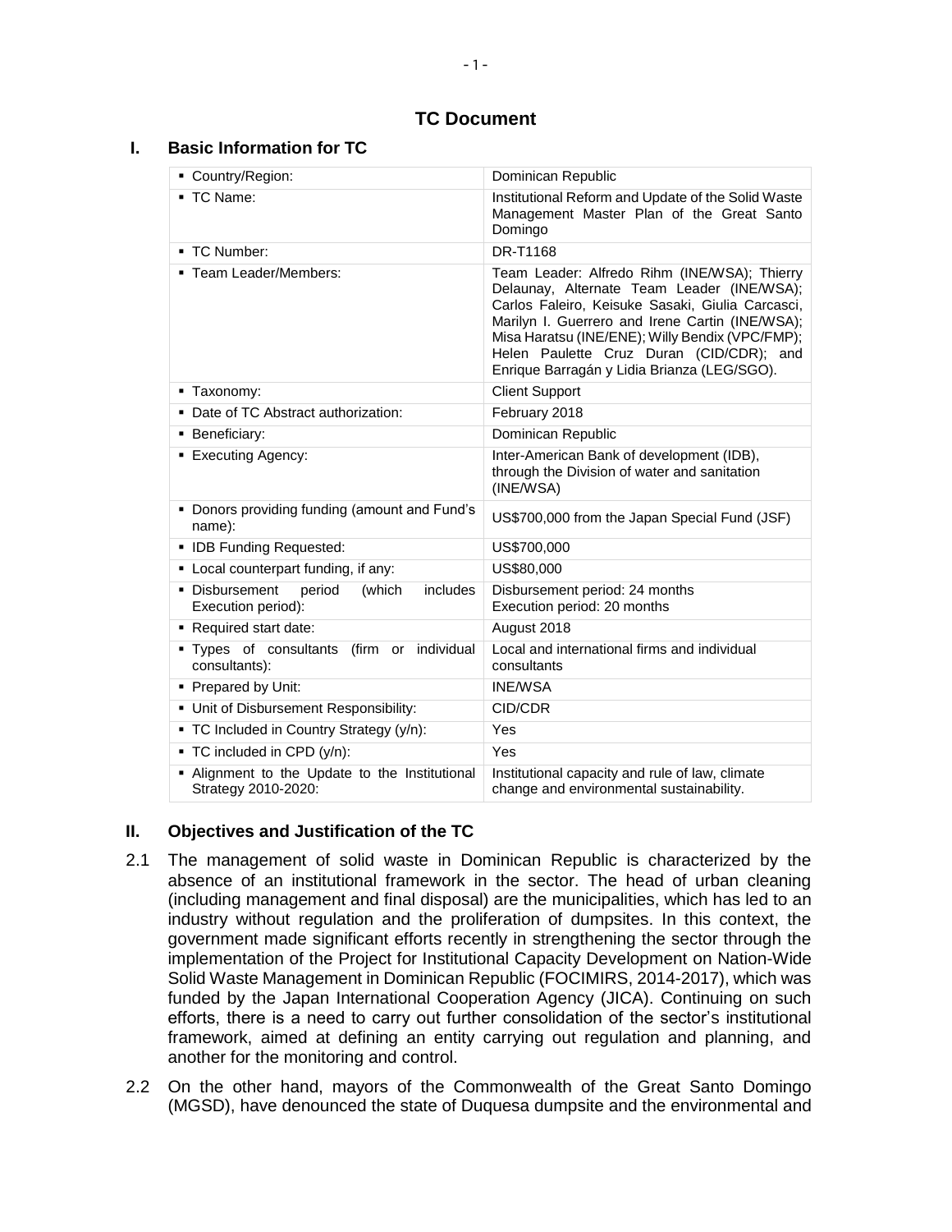# TC Document

## I. Basic Information for TC

| | |
|---|---|
| ▪ Country/Region: | Dominican Republic |
| ▪ TC Name: | Institutional Reform and Update of the Solid Waste Management Master Plan of the Great Santo Domingo |
| ▪ TC Number: | DR-T1168 |
| ▪ Team Leader/Members: | Team Leader: Alfredo Rihm (INE/WSA); Thierry Delaunay, Alternate Team Leader (INE/WSA); Carlos Faleiro, Keisuke Sasaki, Giulia Carcasci, Marilyn I. Guerrero and Irene Cartin (INE/WSA); Misa Haratsu (INE/ENE); Willy Bendix (VPC/FMP); Helen Paulette Cruz Duran (CID/CDR); and Enrique Barragán y Lidia Brianza (LEG/SGO). |
| ▪ Taxonomy: | Client Support |
| ▪ Date of TC Abstract authorization: | February 2018 |
| ▪ Beneficiary: | Dominican Republic |
| ▪ Executing Agency: | Inter-American Bank of development (IDB), through the Division of water and sanitation (INE/WSA) |
| ▪ Donors providing funding (amount and Fund's name): | US$700,000 from the Japan Special Fund (JSF) |
| ▪ IDB Funding Requested: | US$700,000 |
| ▪ Local counterpart funding, if any: | US$80,000 |
| ▪ Disbursement period (which includes Execution period): | Disbursement period: 24 months<br>Execution period: 20 months |
| ▪ Required start date: | August 2018 |
| ▪ Types of consultants (firm or individual consultants): | Local and international firms and individual consultants |
| ▪ Prepared by Unit: | INE/WSA |
| ▪ Unit of Disbursement Responsibility: | CID/CDR |
| ▪ TC Included in Country Strategy (y/n): | Yes |
| ▪ TC included in CPD (y/n): | Yes |
| ▪ Alignment to the Update to the Institutional Strategy 2010-2020: | Institutional capacity and rule of law, climate change and environmental sustainability. |

## II. Objectives and Justification of the TC

2.1 The management of solid waste in Dominican Republic is characterized by the absence of an institutional framework in the sector. The head of urban cleaning (including management and final disposal) are the municipalities, which has led to an industry without regulation and the proliferation of dumpsites. In this context, the government made significant efforts recently in strengthening the sector through the implementation of the Project for Institutional Capacity Development on Nation-Wide Solid Waste Management in Dominican Republic (FOCIMIRS, 2014-2017), which was funded by the Japan International Cooperation Agency (JICA). Continuing on such efforts, there is a need to carry out further consolidation of the sector's institutional framework, aimed at defining an entity carrying out regulation and planning, and another for the monitoring and control.

2.2 On the other hand, mayors of the Commonwealth of the Great Santo Domingo (MGSD), have denounced the state of Duquesa dumpsite and the environmental and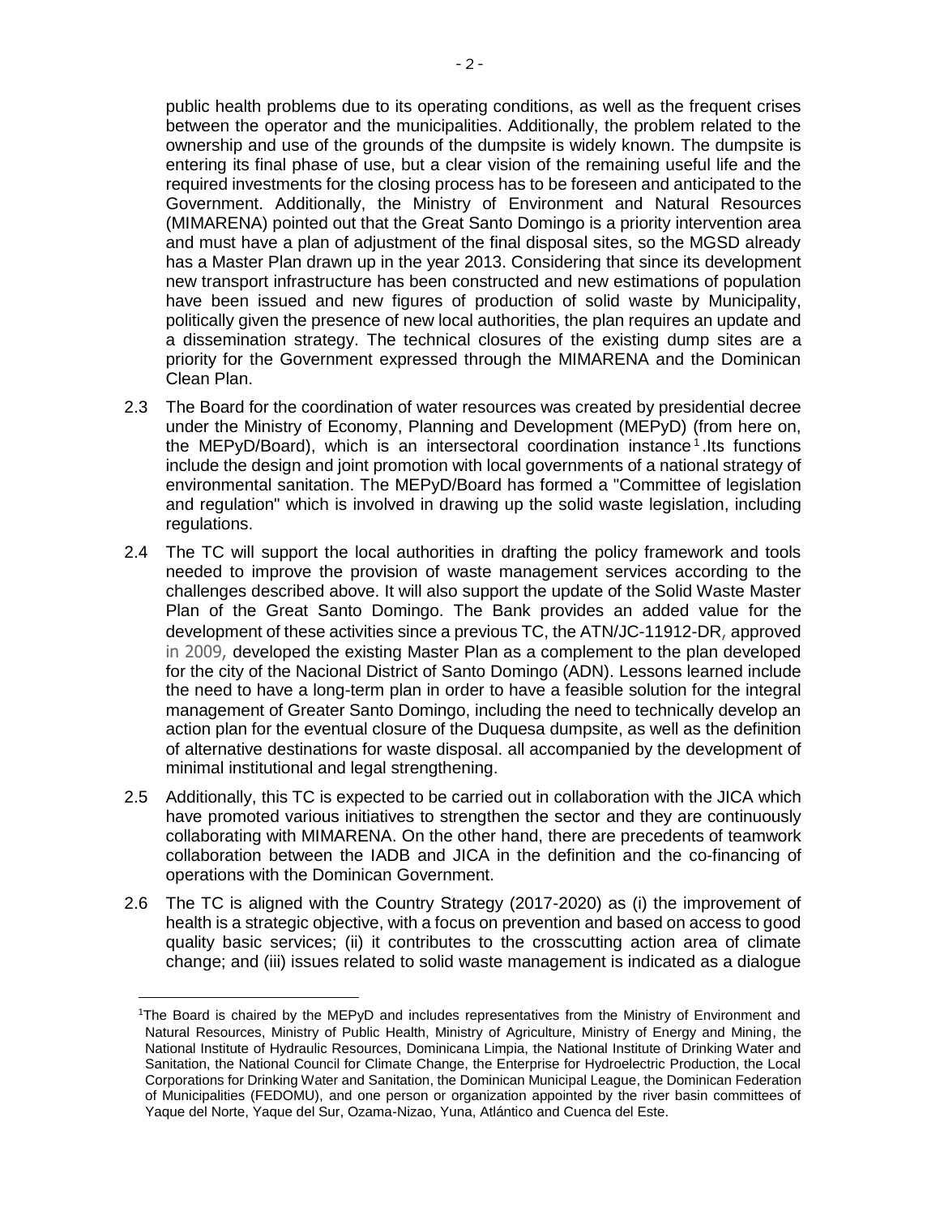public health problems due to its operating conditions, as well as the frequent crises between the operator and the municipalities. Additionally, the problem related to the ownership and use of the grounds of the dumpsite is widely known. The dumpsite is entering its final phase of use, but a clear vision of the remaining useful life and the required investments for the closing process has to be foreseen and anticipated to the Government. Additionally, the Ministry of Environment and Natural Resources (MIMARENA) pointed out that the Great Santo Domingo is a priority intervention area and must have a plan of adjustment of the final disposal sites, so the MGSD already has a Master Plan drawn up in the year 2013. Considering that since its development new transport infrastructure has been constructed and new estimations of population have been issued and new figures of production of solid waste by Municipality, politically given the presence of new local authorities, the plan requires an update and a dissemination strategy. The technical closures of the existing dump sites are a priority for the Government expressed through the MIMARENA and the Dominican Clean Plan.

2.3 The Board for the coordination of water resources was created by presidential decree under the Ministry of Economy, Planning and Development (MEPyD) (from here on, the MEPyD/Board), which is an intersectoral coordination instance[1].Its functions include the design and joint promotion with local governments of a national strategy of environmental sanitation. The MEPyD/Board has formed a "Committee of legislation and regulation" which is involved in drawing up the solid waste legislation, including regulations.

2.4 The TC will support the local authorities in drafting the policy framework and tools needed to improve the provision of waste management services according to the challenges described above. It will also support the update of the Solid Waste Master Plan of the Great Santo Domingo. The Bank provides an added value for the development of these activities since a previous TC, the ATN/JC-11912-DR, approved in 2009, developed the existing Master Plan as a complement to the plan developed for the city of the Nacional District of Santo Domingo (ADN). Lessons learned include the need to have a long-term plan in order to have a feasible solution for the integral management of Greater Santo Domingo, including the need to technically develop an action plan for the eventual closure of the Duquesa dumpsite, as well as the definition of alternative destinations for waste disposal. all accompanied by the development of minimal institutional and legal strengthening.

2.5 Additionally, this TC is expected to be carried out in collaboration with the JICA which have promoted various initiatives to strengthen the sector and they are continuously collaborating with MIMARENA. On the other hand, there are precedents of teamwork collaboration between the IADB and JICA in the definition and the co-financing of operations with the Dominican Government.

2.6 The TC is aligned with the Country Strategy (2017-2020) as (i) the improvement of health is a strategic objective, with a focus on prevention and based on access to good quality basic services; (ii) it contributes to the crosscutting action area of climate change; and (iii) issues related to solid waste management is indicated as a dialogue

[1]The Board is chaired by the MEPyD and includes representatives from the Ministry of Environment and Natural Resources, Ministry of Public Health, Ministry of Agriculture, Ministry of Energy and Mining, the National Institute of Hydraulic Resources, Dominicana Limpia, the National Institute of Drinking Water and Sanitation, the National Council for Climate Change, the Enterprise for Hydroelectric Production, the Local Corporations for Drinking Water and Sanitation, the Dominican Municipal League, the Dominican Federation of Municipalities (FEDOMU), and one person or organization appointed by the river basin committees of Yaque del Norte, Yaque del Sur, Ozama-Nizao, Yuna, Atlántico and Cuenca del Este.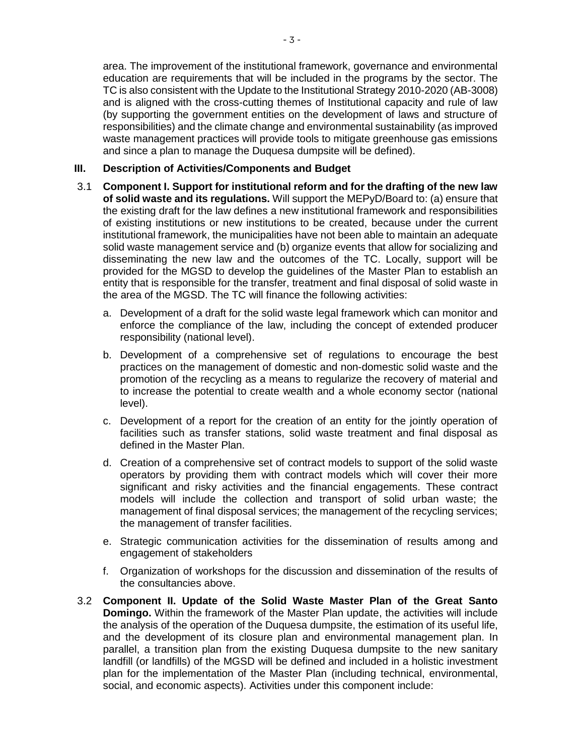area. The improvement of the institutional framework, governance and environmental education are requirements that will be included in the programs by the sector. The TC is also consistent with the Update to the Institutional Strategy 2010-2020 (AB-3008) and is aligned with the cross-cutting themes of Institutional capacity and rule of law (by supporting the government entities on the development of laws and structure of responsibilities) and the climate change and environmental sustainability (as improved waste management practices will provide tools to mitigate greenhouse gas emissions and since a plan to manage the Duquesa dumpsite will be defined).

## III. Description of Activities/Components and Budget

3.1 **Component I. Support for institutional reform and for the drafting of the new law of solid waste and its regulations.** Will support the MEPyD/Board to: (a) ensure that the existing draft for the law defines a new institutional framework and responsibilities of existing institutions or new institutions to be created, because under the current institutional framework, the municipalities have not been able to maintain an adequate solid waste management service and (b) organize events that allow for socializing and disseminating the new law and the outcomes of the TC. Locally, support will be provided for the MGSD to develop the guidelines of the Master Plan to establish an entity that is responsible for the transfer, treatment and final disposal of solid waste in the area of the MGSD. The TC will finance the following activities:

a. Development of a draft for the solid waste legal framework which can monitor and enforce the compliance of the law, including the concept of extended producer responsibility (national level).

b. Development of a comprehensive set of regulations to encourage the best practices on the management of domestic and non-domestic solid waste and the promotion of the recycling as a means to regularize the recovery of material and to increase the potential to create wealth and a whole economy sector (national level).

c. Development of a report for the creation of an entity for the jointly operation of facilities such as transfer stations, solid waste treatment and final disposal as defined in the Master Plan.

d. Creation of a comprehensive set of contract models to support of the solid waste operators by providing them with contract models which will cover their more significant and risky activities and the financial engagements. These contract models will include the collection and transport of solid urban waste; the management of final disposal services; the management of the recycling services; the management of transfer facilities.

e. Strategic communication activities for the dissemination of results among and engagement of stakeholders

f. Organization of workshops for the discussion and dissemination of the results of the consultancies above.

3.2 **Component II. Update of the Solid Waste Master Plan of the Great Santo Domingo.** Within the framework of the Master Plan update, the activities will include the analysis of the operation of the Duquesa dumpsite, the estimation of its useful life, and the development of its closure plan and environmental management plan. In parallel, a transition plan from the existing Duquesa dumpsite to the new sanitary landfill (or landfills) of the MGSD will be defined and included in a holistic investment plan for the implementation of the Master Plan (including technical, environmental, social, and economic aspects). Activities under this component include: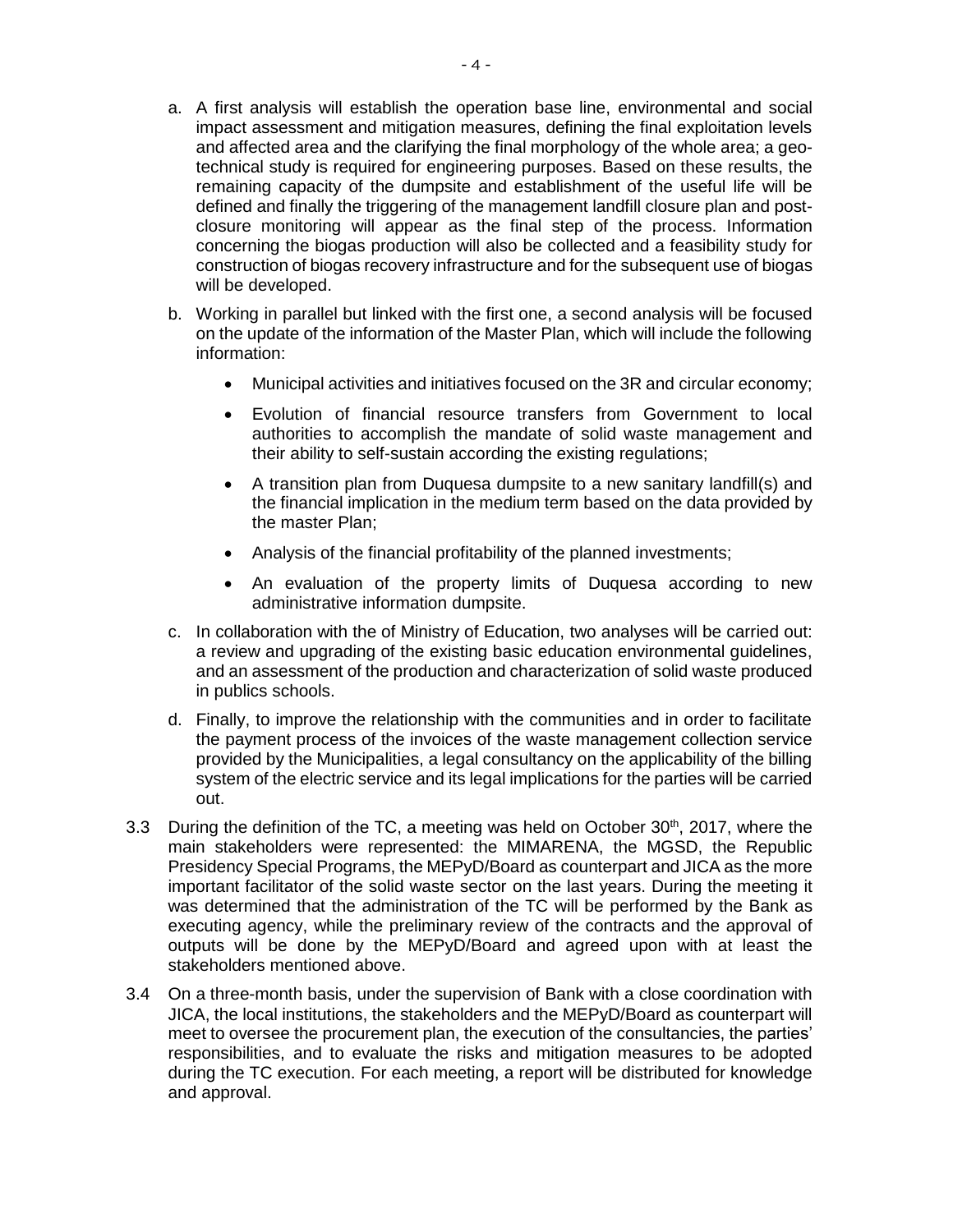a. A first analysis will establish the operation base line, environmental and social impact assessment and mitigation measures, defining the final exploitation levels and affected area and the clarifying the final morphology of the whole area; a geo-technical study is required for engineering purposes. Based on these results, the remaining capacity of the dumpsite and establishment of the useful life will be defined and finally the triggering of the management landfill closure plan and post-closure monitoring will appear as the final step of the process. Information concerning the biogas production will also be collected and a feasibility study for construction of biogas recovery infrastructure and for the subsequent use of biogas will be developed.

b. Working in parallel but linked with the first one, a second analysis will be focused on the update of the information of the Master Plan, which will include the following information:

   - Municipal activities and initiatives focused on the 3R and circular economy;
   - Evolution of financial resource transfers from Government to local authorities to accomplish the mandate of solid waste management and their ability to self-sustain according the existing regulations;
   - A transition plan from Duquesa dumpsite to a new sanitary landfill(s) and the financial implication in the medium term based on the data provided by the master Plan;
   - Analysis of the financial profitability of the planned investments;
   - An evaluation of the property limits of Duquesa according to new administrative information dumpsite.

c. In collaboration with the of Ministry of Education, two analyses will be carried out: a review and upgrading of the existing basic education environmental guidelines, and an assessment of the production and characterization of solid waste produced in publics schools.

d. Finally, to improve the relationship with the communities and in order to facilitate the payment process of the invoices of the waste management collection service provided by the Municipalities, a legal consultancy on the applicability of the billing system of the electric service and its legal implications for the parties will be carried out.

3.3 During the definition of the TC, a meeting was held on October 30th, 2017, where the main stakeholders were represented: the MIMARENA, the MGSD, the Republic Presidency Special Programs, the MEPyD/Board as counterpart and JICA as the more important facilitator of the solid waste sector on the last years. During the meeting it was determined that the administration of the TC will be performed by the Bank as executing agency, while the preliminary review of the contracts and the approval of outputs will be done by the MEPyD/Board and agreed upon with at least the stakeholders mentioned above.

3.4 On a three-month basis, under the supervision of Bank with a close coordination with JICA, the local institutions, the stakeholders and the MEPyD/Board as counterpart will meet to oversee the procurement plan, the execution of the consultancies, the parties' responsibilities, and to evaluate the risks and mitigation measures to be adopted during the TC execution. For each meeting, a report will be distributed for knowledge and approval.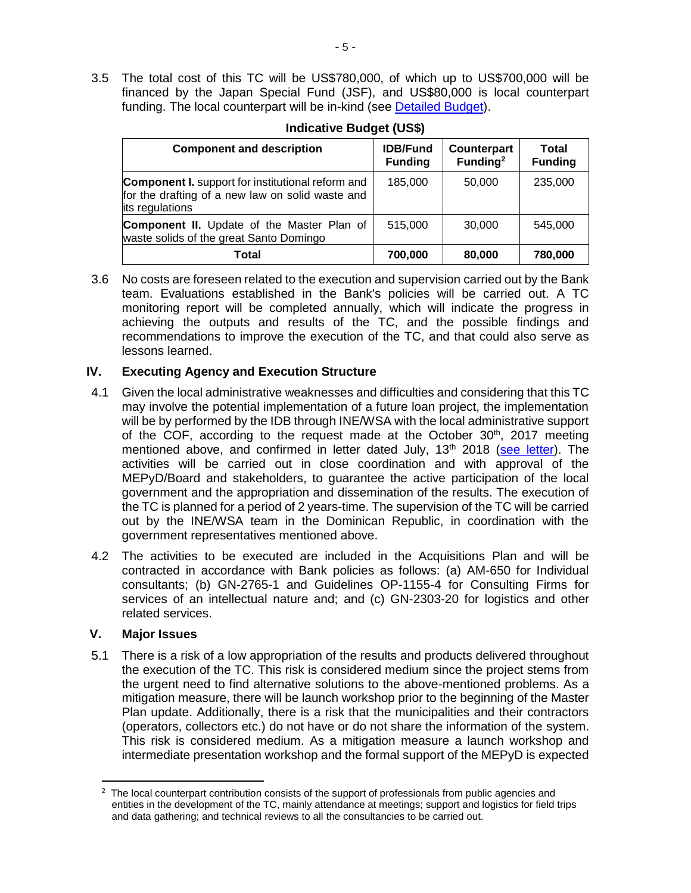3.5 The total cost of this TC will be US$780,000, of which up to US$700,000 will be financed by the Japan Special Fund (JSF), and US$80,000 is local counterpart funding. The local counterpart will be in-kind (see Detailed Budget).

**Indicative Budget (US$)**

| Component and description | IDB/Fund Funding | Counterpart Funding[2] | Total Funding |
|---|---|---|---|
| **Component I.** support for institutional reform and for the drafting of a new law on solid waste and its regulations | 185,000 | 50,000 | 235,000 |
| **Component II.** Update of the Master Plan of waste solids of the great Santo Domingo | 515,000 | 30,000 | 545,000 |
| **Total** | **700,000** | **80,000** | **780,000** |

3.6 No costs are foreseen related to the execution and supervision carried out by the Bank team. Evaluations established in the Bank's policies will be carried out. A TC monitoring report will be completed annually, which will indicate the progress in achieving the outputs and results of the TC, and the possible findings and recommendations to improve the execution of the TC, and that could also serve as lessons learned.

## IV. Executing Agency and Execution Structure

4.1 Given the local administrative weaknesses and difficulties and considering that this TC may involve the potential implementation of a future loan project, the implementation will be by performed by the IDB through INE/WSA with the local administrative support of the COF, according to the request made at the October 30th, 2017 meeting mentioned above, and confirmed in letter dated July, 13th 2018 (see letter). The activities will be carried out in close coordination and with approval of the MEPyD/Board and stakeholders, to guarantee the active participation of the local government and the appropriation and dissemination of the results. The execution of the TC is planned for a period of 2 years-time. The supervision of the TC will be carried out by the INE/WSA team in the Dominican Republic, in coordination with the government representatives mentioned above.

4.2 The activities to be executed are included in the Acquisitions Plan and will be contracted in accordance with Bank policies as follows: (a) AM-650 for Individual consultants; (b) GN-2765-1 and Guidelines OP-1155-4 for Consulting Firms for services of an intellectual nature and; and (c) GN-2303-20 for logistics and other related services.

## V. Major Issues

5.1 There is a risk of a low appropriation of the results and products delivered throughout the execution of the TC. This risk is considered medium since the project stems from the urgent need to find alternative solutions to the above-mentioned problems. As a mitigation measure, there will be launch workshop prior to the beginning of the Master Plan update. Additionally, there is a risk that the municipalities and their contractors (operators, collectors etc.) do not have or do not share the information of the system. This risk is considered medium. As a mitigation measure a launch workshop and intermediate presentation workshop and the formal support of the MEPyD is expected

[2] The local counterpart contribution consists of the support of professionals from public agencies and entities in the development of the TC, mainly attendance at meetings; support and logistics for field trips and data gathering; and technical reviews to all the consultancies to be carried out.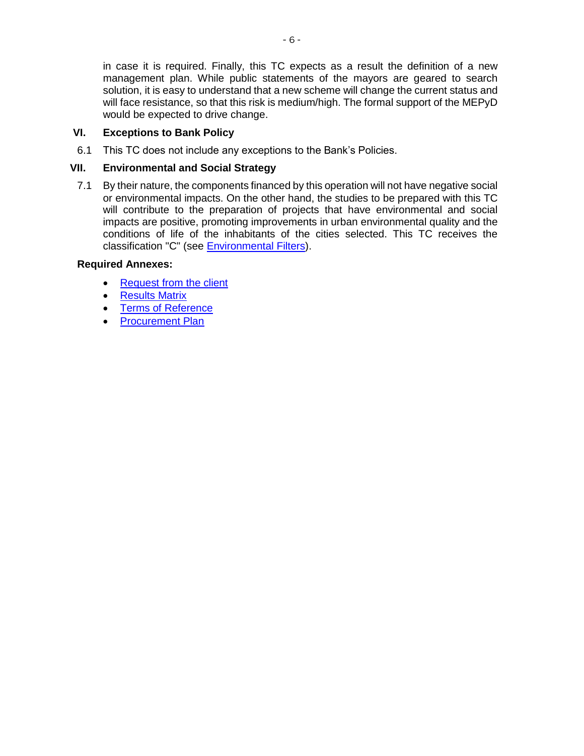in case it is required. Finally, this TC expects as a result the definition of a new management plan. While public statements of the mayors are geared to search solution, it is easy to understand that a new scheme will change the current status and will face resistance, so that this risk is medium/high. The formal support of the MEPyD would be expected to drive change.

## VI. Exceptions to Bank Policy

6.1 This TC does not include any exceptions to the Bank's Policies.

## VII. Environmental and Social Strategy

7.1 By their nature, the components financed by this operation will not have negative social or environmental impacts. On the other hand, the studies to be prepared with this TC will contribute to the preparation of projects that have environmental and social impacts are positive, promoting improvements in urban environmental quality and the conditions of life of the inhabitants of the cities selected. This TC receives the classification "C" (see Environmental Filters).

**Required Annexes:**

- Request from the client
- Results Matrix
- Terms of Reference
- Procurement Plan